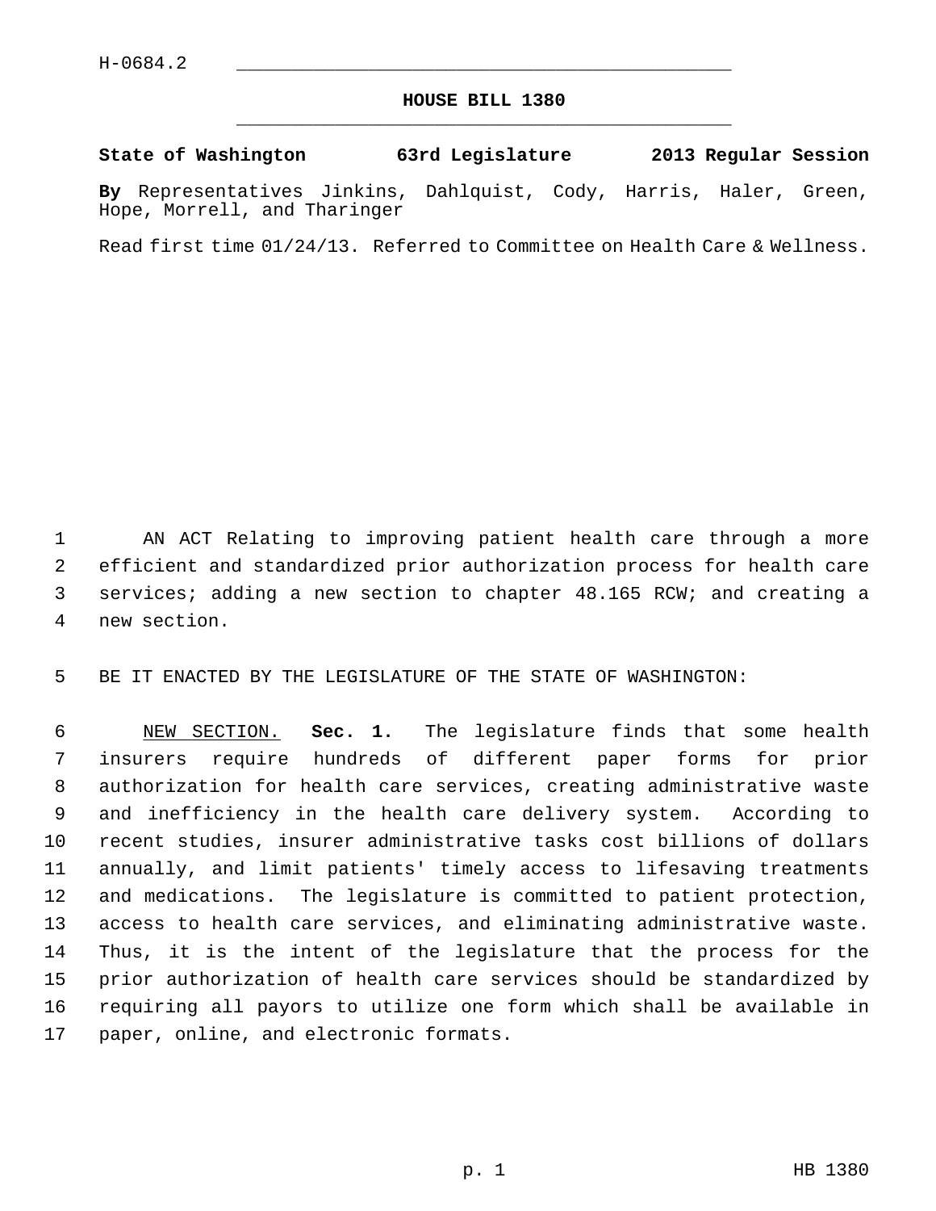H-0684.2

# HOUSE BILL 1380

**State of Washington 63rd Legislature 2013 Regular Session**

**By** Representatives Jinkins, Dahlquist, Cody, Harris, Haler, Green, Hope, Morrell, and Tharinger

Read first time 01/24/13. Referred to Committee on Health Care & Wellness.

AN ACT Relating to improving patient health care through a more efficient and standardized prior authorization process for health care services; adding a new section to chapter 48.165 RCW; and creating a new section.

BE IT ENACTED BY THE LEGISLATURE OF THE STATE OF WASHINGTON:

NEW SECTION. **Sec. 1.** The legislature finds that some health insurers require hundreds of different paper forms for prior authorization for health care services, creating administrative waste and inefficiency in the health care delivery system. According to recent studies, insurer administrative tasks cost billions of dollars annually, and limit patients' timely access to lifesaving treatments and medications. The legislature is committed to patient protection, access to health care services, and eliminating administrative waste. Thus, it is the intent of the legislature that the process for the prior authorization of health care services should be standardized by requiring all payors to utilize one form which shall be available in paper, online, and electronic formats.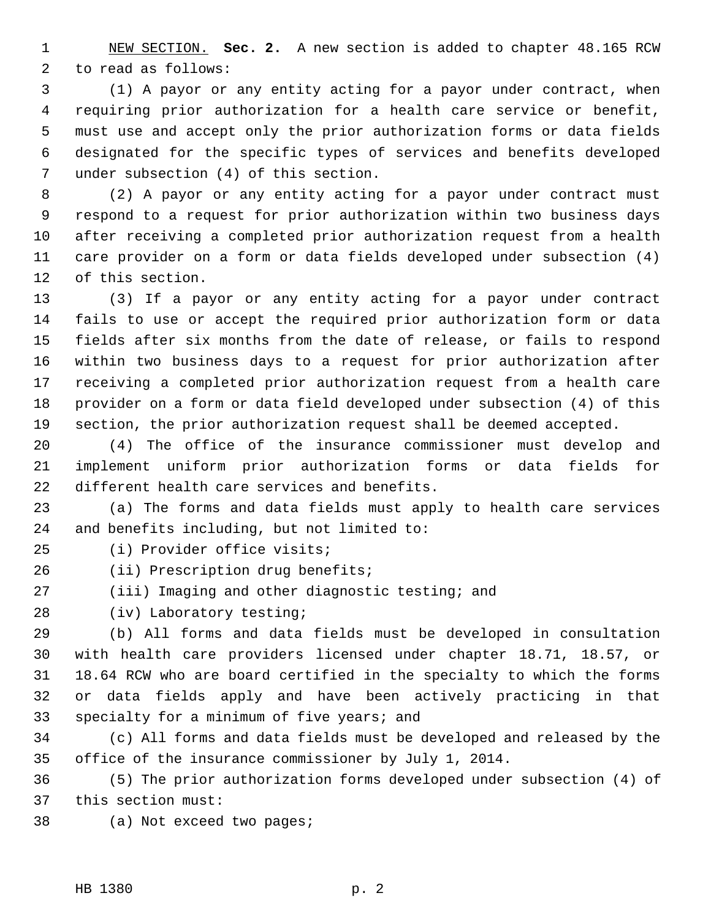NEW SECTION. **Sec. 2.** A new section is added to chapter 48.165 RCW to read as follows:

(1) A payor or any entity acting for a payor under contract, when requiring prior authorization for a health care service or benefit, must use and accept only the prior authorization forms or data fields designated for the specific types of services and benefits developed under subsection (4) of this section.

(2) A payor or any entity acting for a payor under contract must respond to a request for prior authorization within two business days after receiving a completed prior authorization request from a health care provider on a form or data fields developed under subsection (4) of this section.

(3) If a payor or any entity acting for a payor under contract fails to use or accept the required prior authorization form or data fields after six months from the date of release, or fails to respond within two business days to a request for prior authorization after receiving a completed prior authorization request from a health care provider on a form or data field developed under subsection (4) of this section, the prior authorization request shall be deemed accepted.

(4) The office of the insurance commissioner must develop and implement uniform prior authorization forms or data fields for different health care services and benefits.

(a) The forms and data fields must apply to health care services and benefits including, but not limited to:

(i) Provider office visits;

(ii) Prescription drug benefits;

(iii) Imaging and other diagnostic testing; and

(iv) Laboratory testing;

(b) All forms and data fields must be developed in consultation with health care providers licensed under chapter 18.71, 18.57, or 18.64 RCW who are board certified in the specialty to which the forms or data fields apply and have been actively practicing in that specialty for a minimum of five years; and

(c) All forms and data fields must be developed and released by the office of the insurance commissioner by July 1, 2014.

(5) The prior authorization forms developed under subsection (4) of this section must:

(a) Not exceed two pages;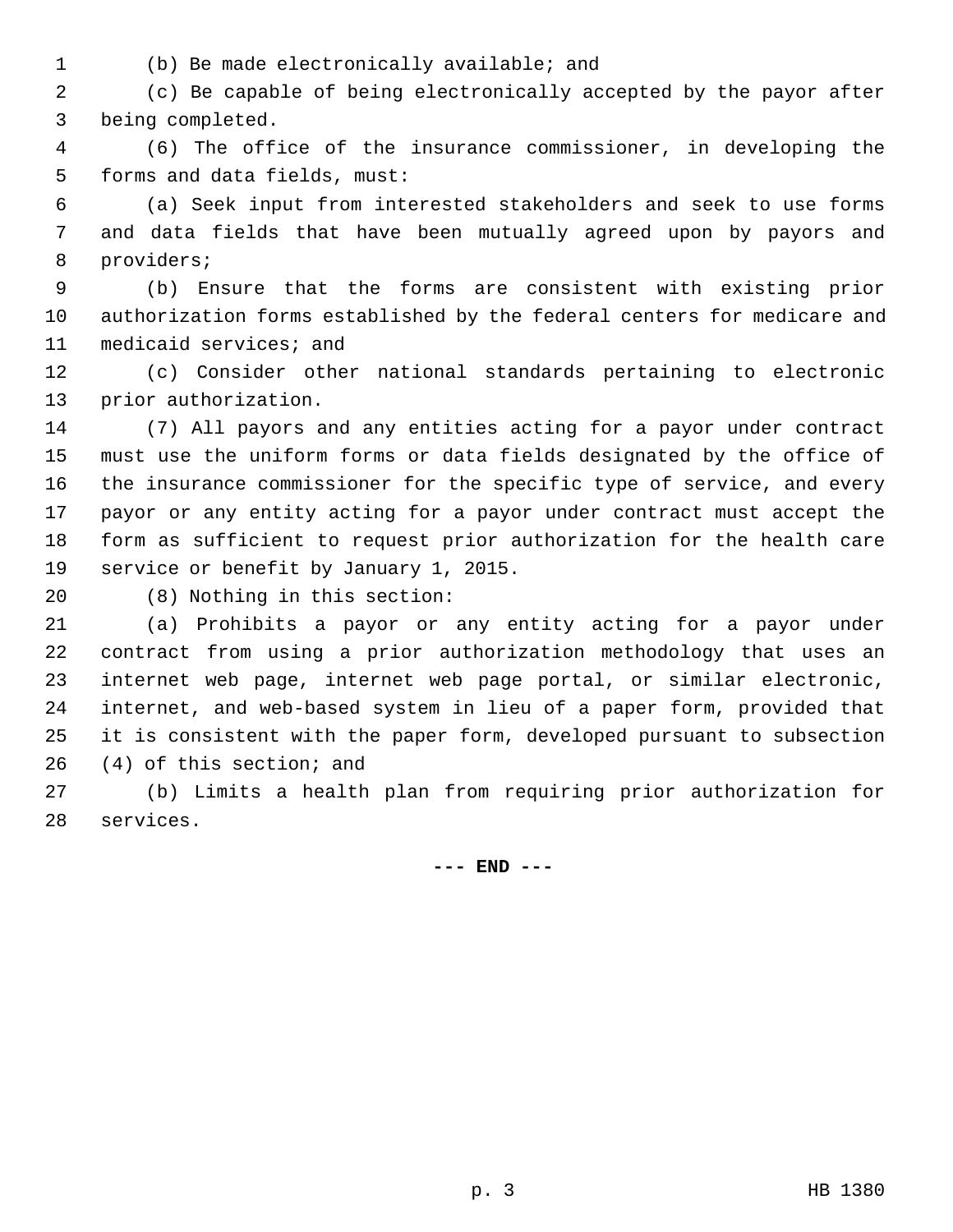(b) Be made electronically available; and

(c) Be capable of being electronically accepted by the payor after being completed.

(6) The office of the insurance commissioner, in developing the forms and data fields, must:

(a) Seek input from interested stakeholders and seek to use forms and data fields that have been mutually agreed upon by payors and providers;

(b) Ensure that the forms are consistent with existing prior authorization forms established by the federal centers for medicare and medicaid services; and

(c) Consider other national standards pertaining to electronic prior authorization.

(7) All payors and any entities acting for a payor under contract must use the uniform forms or data fields designated by the office of the insurance commissioner for the specific type of service, and every payor or any entity acting for a payor under contract must accept the form as sufficient to request prior authorization for the health care service or benefit by January 1, 2015.

(8) Nothing in this section:

(a) Prohibits a payor or any entity acting for a payor under contract from using a prior authorization methodology that uses an internet web page, internet web page portal, or similar electronic, internet, and web-based system in lieu of a paper form, provided that it is consistent with the paper form, developed pursuant to subsection (4) of this section; and

(b) Limits a health plan from requiring prior authorization for services.

**--- END ---**